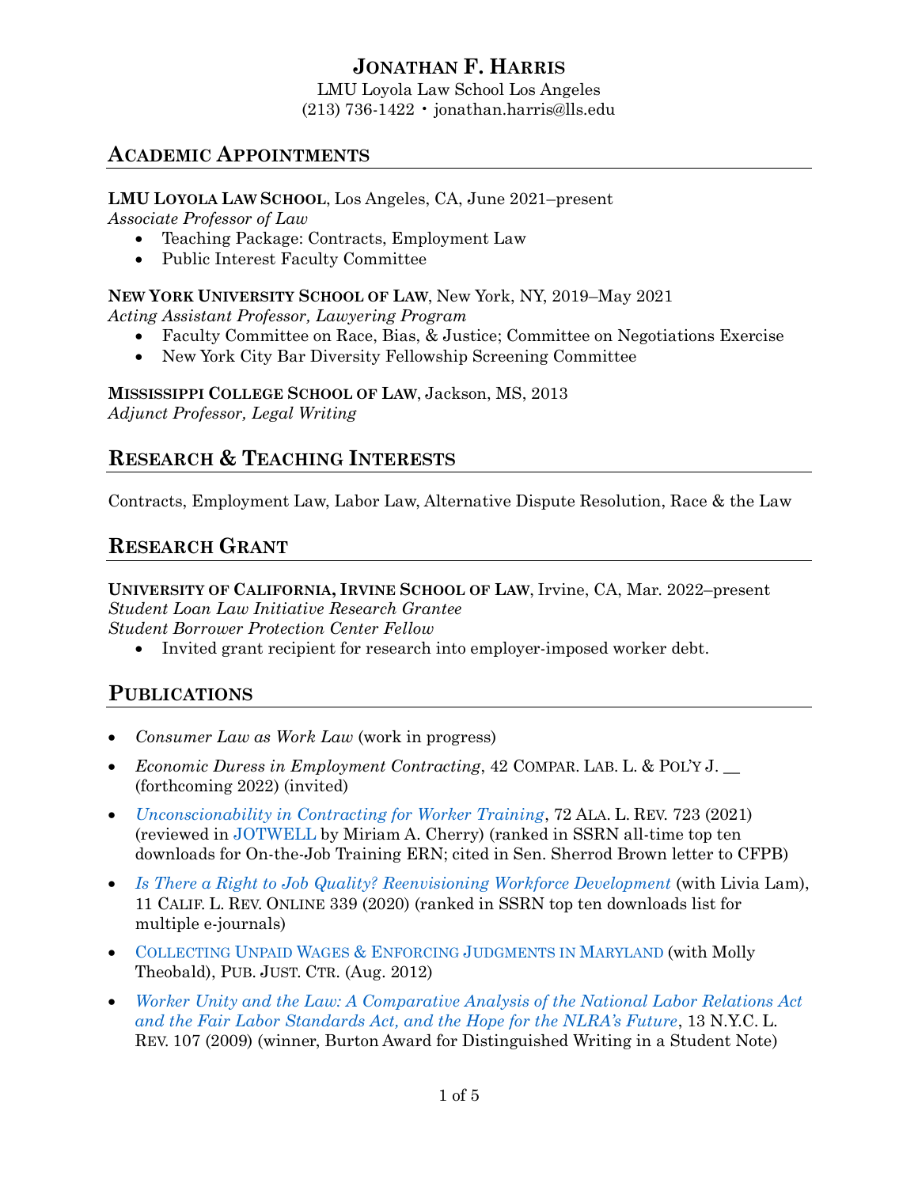# JONATHAN F. HARRIS

LMU Loyola Law School Los Angeles
(213) 736-1422 • jonathan.harris@lls.edu

## ACADEMIC APPOINTMENTS

**LMU LOYOLA LAW SCHOOL**, Los Angeles, CA, June 2021–present
*Associate Professor of Law*

- Teaching Package: Contracts, Employment Law
- Public Interest Faculty Committee

**NEW YORK UNIVERSITY SCHOOL OF LAW**, New York, NY, 2019–May 2021
*Acting Assistant Professor, Lawyering Program*

- Faculty Committee on Race, Bias, & Justice; Committee on Negotiations Exercise
- New York City Bar Diversity Fellowship Screening Committee

**MISSISSIPPI COLLEGE SCHOOL OF LAW**, Jackson, MS, 2013
*Adjunct Professor, Legal Writing*

## RESEARCH & TEACHING INTERESTS

Contracts, Employment Law, Labor Law, Alternative Dispute Resolution, Race & the Law

## RESEARCH GRANT

**UNIVERSITY OF CALIFORNIA, IRVINE SCHOOL OF LAW**, Irvine, CA, Mar. 2022–present
*Student Loan Law Initiative Research Grantee*
*Student Borrower Protection Center Fellow*

- Invited grant recipient for research into employer-imposed worker debt.

## PUBLICATIONS

- *Consumer Law as Work Law* (work in progress)
- *Economic Duress in Employment Contracting*, 42 COMPAR. LAB. L. & POL'Y J. __ (forthcoming 2022) (invited)
- *Unconscionability in Contracting for Worker Training*, 72 ALA. L. REV. 723 (2021) (reviewed in JOTWELL by Miriam A. Cherry) (ranked in SSRN all-time top ten downloads for On-the-Job Training ERN; cited in Sen. Sherrod Brown letter to CFPB)
- *Is There a Right to Job Quality? Reenvisioning Workforce Development* (with Livia Lam), 11 CALIF. L. REV. ONLINE 339 (2020) (ranked in SSRN top ten downloads list for multiple e-journals)
- COLLECTING UNPAID WAGES & ENFORCING JUDGMENTS IN MARYLAND (with Molly Theobald), PUB. JUST. CTR. (Aug. 2012)
- *Worker Unity and the Law: A Comparative Analysis of the National Labor Relations Act and the Fair Labor Standards Act, and the Hope for the NLRA's Future*, 13 N.Y.C. L. REV. 107 (2009) (winner, Burton Award for Distinguished Writing in a Student Note)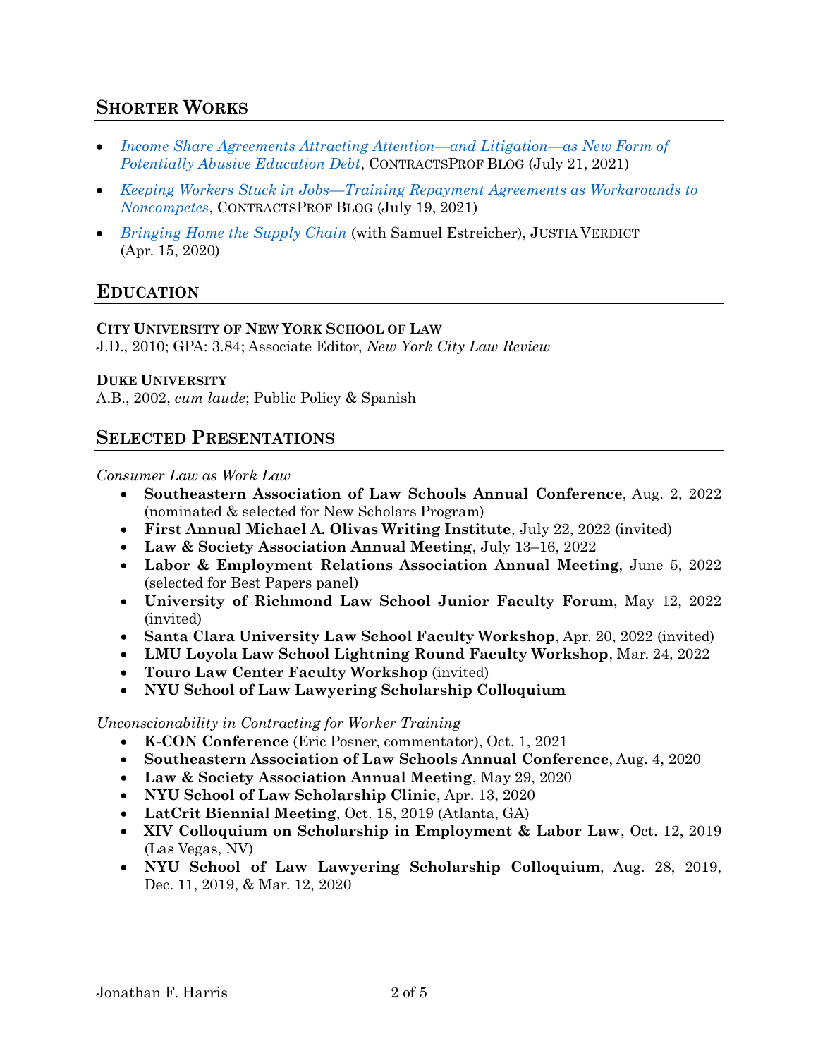## SHORTER WORKS

- *Income Share Agreements Attracting Attention—and Litigation—as New Form of Potentially Abusive Education Debt*, CONTRACTSPROF BLOG (July 21, 2021)
- *Keeping Workers Stuck in Jobs—Training Repayment Agreements as Workarounds to Noncompetes*, CONTRACTSPROF BLOG (July 19, 2021)
- *Bringing Home the Supply Chain* (with Samuel Estreicher), JUSTIA VERDICT (Apr. 15, 2020)

## EDUCATION

**CITY UNIVERSITY OF NEW YORK SCHOOL OF LAW**
J.D., 2010; GPA: 3.84; Associate Editor, *New York City Law Review*

**DUKE UNIVERSITY**
A.B., 2002, *cum laude*; Public Policy & Spanish

## SELECTED PRESENTATIONS

*Consumer Law as Work Law*

- **Southeastern Association of Law Schools Annual Conference**, Aug. 2, 2022 (nominated & selected for New Scholars Program)
- **First Annual Michael A. Olivas Writing Institute**, July 22, 2022 (invited)
- **Law & Society Association Annual Meeting**, July 13–16, 2022
- **Labor & Employment Relations Association Annual Meeting**, June 5, 2022 (selected for Best Papers panel)
- **University of Richmond Law School Junior Faculty Forum**, May 12, 2022 (invited)
- **Santa Clara University Law School Faculty Workshop**, Apr. 20, 2022 (invited)
- **LMU Loyola Law School Lightning Round Faculty Workshop**, Mar. 24, 2022
- **Touro Law Center Faculty Workshop** (invited)
- **NYU School of Law Lawyering Scholarship Colloquium**

*Unconscionability in Contracting for Worker Training*

- **K-CON Conference** (Eric Posner, commentator), Oct. 1, 2021
- **Southeastern Association of Law Schools Annual Conference**, Aug. 4, 2020
- **Law & Society Association Annual Meeting**, May 29, 2020
- **NYU School of Law Scholarship Clinic**, Apr. 13, 2020
- **LatCrit Biennial Meeting**, Oct. 18, 2019 (Atlanta, GA)
- **XIV Colloquium on Scholarship in Employment & Labor Law**, Oct. 12, 2019 (Las Vegas, NV)
- **NYU School of Law Lawyering Scholarship Colloquium**, Aug. 28, 2019, Dec. 11, 2019, & Mar. 12, 2020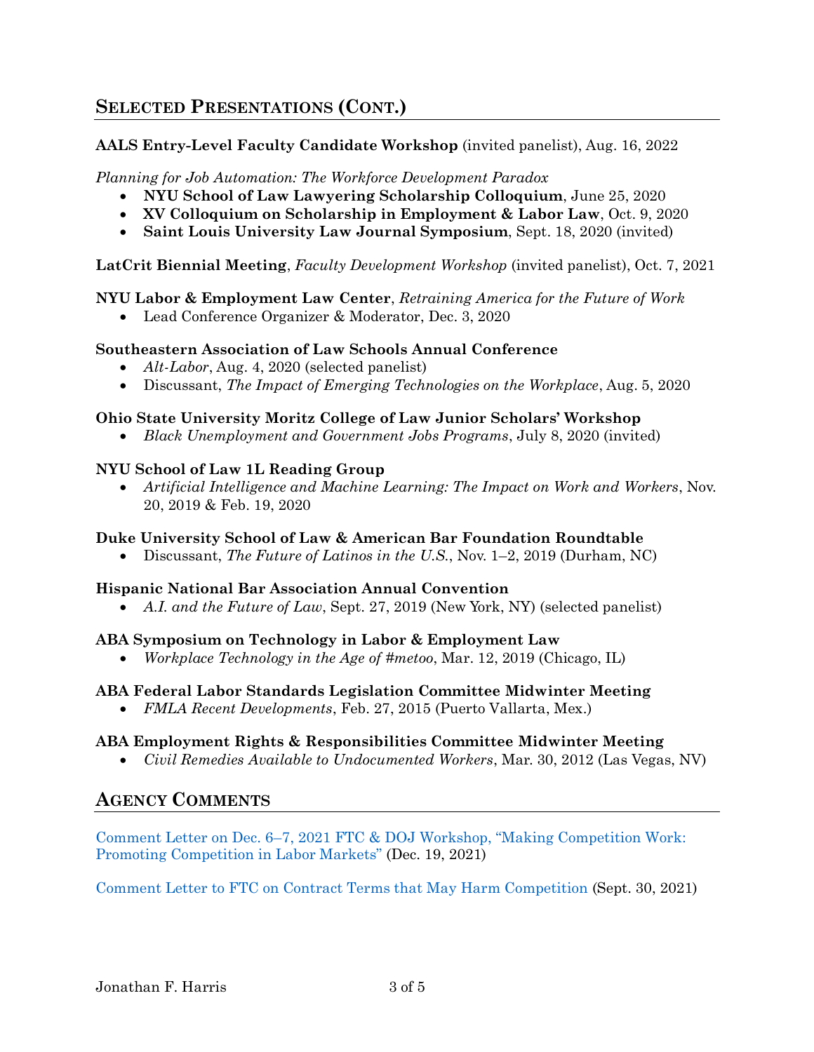## Selected Presentations (Cont.)

**AALS Entry-Level Faculty Candidate Workshop** (invited panelist), Aug. 16, 2022

*Planning for Job Automation: The Workforce Development Paradox*

- **NYU School of Law Lawyering Scholarship Colloquium**, June 25, 2020
- **XV Colloquium on Scholarship in Employment & Labor Law**, Oct. 9, 2020
- **Saint Louis University Law Journal Symposium**, Sept. 18, 2020 (invited)

**LatCrit Biennial Meeting**, *Faculty Development Workshop* (invited panelist), Oct. 7, 2021

**NYU Labor & Employment Law Center**, *Retraining America for the Future of Work*

- Lead Conference Organizer & Moderator, Dec. 3, 2020

**Southeastern Association of Law Schools Annual Conference**

- *Alt-Labor*, Aug. 4, 2020 (selected panelist)
- Discussant, *The Impact of Emerging Technologies on the Workplace*, Aug. 5, 2020

**Ohio State University Moritz College of Law Junior Scholars' Workshop**

- *Black Unemployment and Government Jobs Programs*, July 8, 2020 (invited)

**NYU School of Law 1L Reading Group**

- *Artificial Intelligence and Machine Learning: The Impact on Work and Workers*, Nov. 20, 2019 & Feb. 19, 2020

**Duke University School of Law & American Bar Foundation Roundtable**

- Discussant, *The Future of Latinos in the U.S.*, Nov. 1–2, 2019 (Durham, NC)

**Hispanic National Bar Association Annual Convention**

- *A.I. and the Future of Law*, Sept. 27, 2019 (New York, NY) (selected panelist)

**ABA Symposium on Technology in Labor & Employment Law**

- *Workplace Technology in the Age of #metoo*, Mar. 12, 2019 (Chicago, IL)

**ABA Federal Labor Standards Legislation Committee Midwinter Meeting**

- *FMLA Recent Developments*, Feb. 27, 2015 (Puerto Vallarta, Mex.)

**ABA Employment Rights & Responsibilities Committee Midwinter Meeting**

- *Civil Remedies Available to Undocumented Workers*, Mar. 30, 2012 (Las Vegas, NV)

## Agency Comments

Comment Letter on Dec. 6–7, 2021 FTC & DOJ Workshop, "Making Competition Work: Promoting Competition in Labor Markets" (Dec. 19, 2021)

Comment Letter to FTC on Contract Terms that May Harm Competition (Sept. 30, 2021)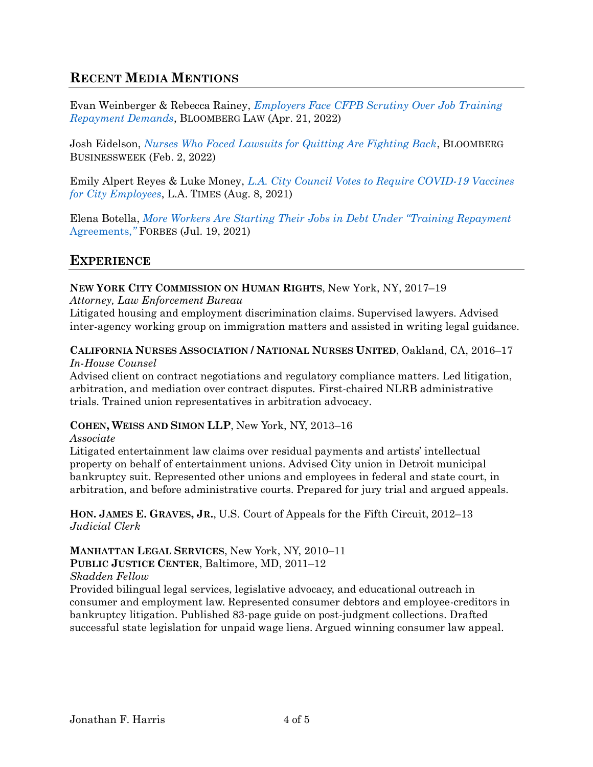## Recent Media Mentions

Evan Weinberger & Rebecca Rainey, *Employers Face CFPB Scrutiny Over Job Training Repayment Demands*, Bloomberg Law (Apr. 21, 2022)

Josh Eidelson, *Nurses Who Faced Lawsuits for Quitting Are Fighting Back*, Bloomberg Businessweek (Feb. 2, 2022)

Emily Alpert Reyes & Luke Money, *L.A. City Council Votes to Require COVID-19 Vaccines for City Employees*, L.A. Times (Aug. 8, 2021)

Elena Botella, *More Workers Are Starting Their Jobs in Debt Under "Training Repayment Agreements,"* Forbes (Jul. 19, 2021)

## Experience

**New York City Commission on Human Rights**, New York, NY, 2017–19
*Attorney, Law Enforcement Bureau*
Litigated housing and employment discrimination claims. Supervised lawyers. Advised inter-agency working group on immigration matters and assisted in writing legal guidance.

**California Nurses Association / National Nurses United**, Oakland, CA, 2016–17
*In-House Counsel*
Advised client on contract negotiations and regulatory compliance matters. Led litigation, arbitration, and mediation over contract disputes. First-chaired NLRB administrative trials. Trained union representatives in arbitration advocacy.

**Cohen, Weiss and Simon LLP**, New York, NY, 2013–16
*Associate*
Litigated entertainment law claims over residual payments and artists' intellectual property on behalf of entertainment unions. Advised City union in Detroit municipal bankruptcy suit. Represented other unions and employees in federal and state court, in arbitration, and before administrative courts. Prepared for jury trial and argued appeals.

**Hon. James E. Graves, Jr.**, U.S. Court of Appeals for the Fifth Circuit, 2012–13
*Judicial Clerk*

**Manhattan Legal Services**, New York, NY, 2010–11
**Public Justice Center**, Baltimore, MD, 2011–12
*Skadden Fellow*
Provided bilingual legal services, legislative advocacy, and educational outreach in consumer and employment law. Represented consumer debtors and employee-creditors in bankruptcy litigation. Published 83-page guide on post-judgment collections. Drafted successful state legislation for unpaid wage liens. Argued winning consumer law appeal.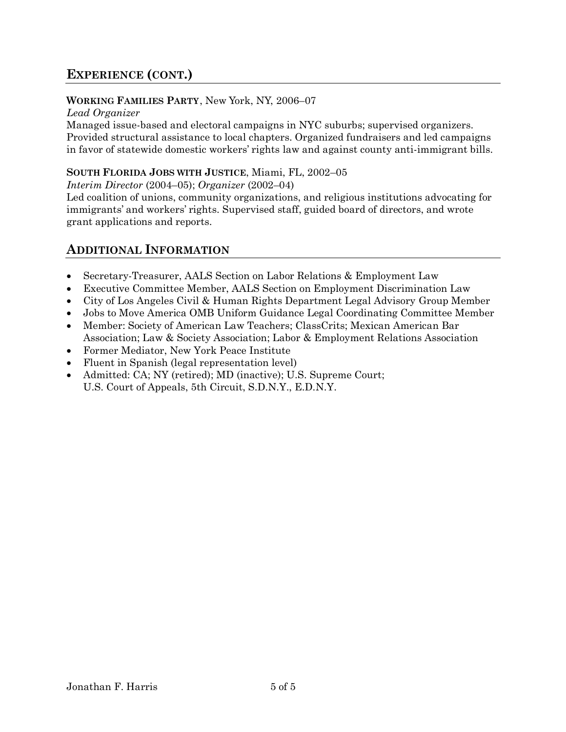## EXPERIENCE (CONT.)

**WORKING FAMILIES PARTY**, New York, NY, 2006–07
*Lead Organizer*
Managed issue-based and electoral campaigns in NYC suburbs; supervised organizers. Provided structural assistance to local chapters. Organized fundraisers and led campaigns in favor of statewide domestic workers' rights law and against county anti-immigrant bills.

**SOUTH FLORIDA JOBS WITH JUSTICE**, Miami, FL, 2002–05
*Interim Director* (2004–05); *Organizer* (2002–04)
Led coalition of unions, community organizations, and religious institutions advocating for immigrants' and workers' rights. Supervised staff, guided board of directors, and wrote grant applications and reports.

## ADDITIONAL INFORMATION

- Secretary-Treasurer, AALS Section on Labor Relations & Employment Law
- Executive Committee Member, AALS Section on Employment Discrimination Law
- City of Los Angeles Civil & Human Rights Department Legal Advisory Group Member
- Jobs to Move America OMB Uniform Guidance Legal Coordinating Committee Member
- Member: Society of American Law Teachers; ClassCrits; Mexican American Bar Association; Law & Society Association; Labor & Employment Relations Association
- Former Mediator, New York Peace Institute
- Fluent in Spanish (legal representation level)
- Admitted: CA; NY (retired); MD (inactive); U.S. Supreme Court; U.S. Court of Appeals, 5th Circuit, S.D.N.Y., E.D.N.Y.